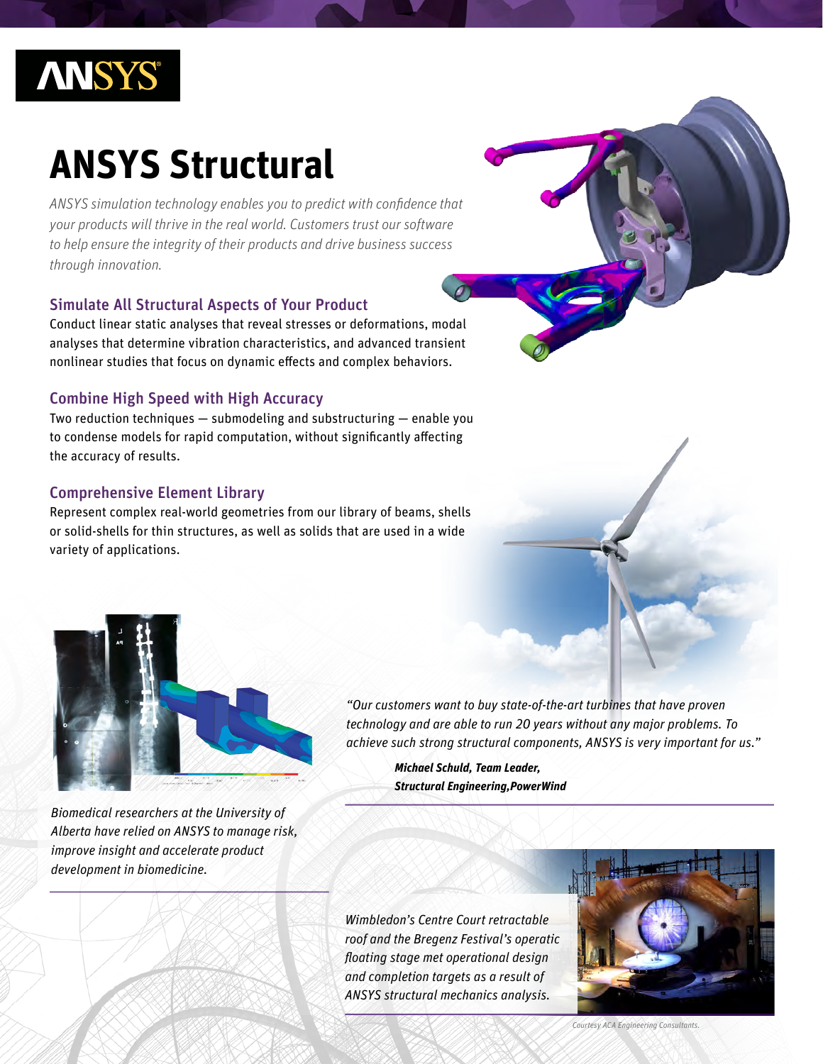# ANSYS Structural

*ANSYS simulation technology enables you to predict with confidence that your products will thrive in the real world. Customers trust our software to help ensure the integrity of their products and drive business success through innovation.*

## Simulate All Structural Aspects of Your Product

Conduct linear static analyses that reveal stresses or deformations, modal analyses that determine vibration characteristics, and advanced transient nonlinear studies that focus on dynamic effects and complex behaviors.

## Combine High Speed with High Accuracy

Two reduction techniques — submodeling and substructuring — enable you to condense models for rapid computation, without significantly affecting the accuracy of results.

## Comprehensive Element Library

Represent complex real-world geometries from our library of beams, shells or solid-shells for thin structures, as well as solids that are used in a wide variety of applications.

*"Our customers want to buy state-of-the-art turbines that have proven technology and are able to run 20 years without any major problems. To achieve such strong structural components, ANSYS is very important for us."*

***Michael Schuld, Team Leader, Structural Engineering,PowerWind***

*Biomedical researchers at the University of Alberta have relied on ANSYS to manage risk, improve insight and accelerate product development in biomedicine.*

*Wimbledon's Centre Court retractable roof and the Bregenz Festival's operatic floating stage met operational design and completion targets as a result of ANSYS structural mechanics analysis.*

*Courtesy ACA Engineering Consultants.*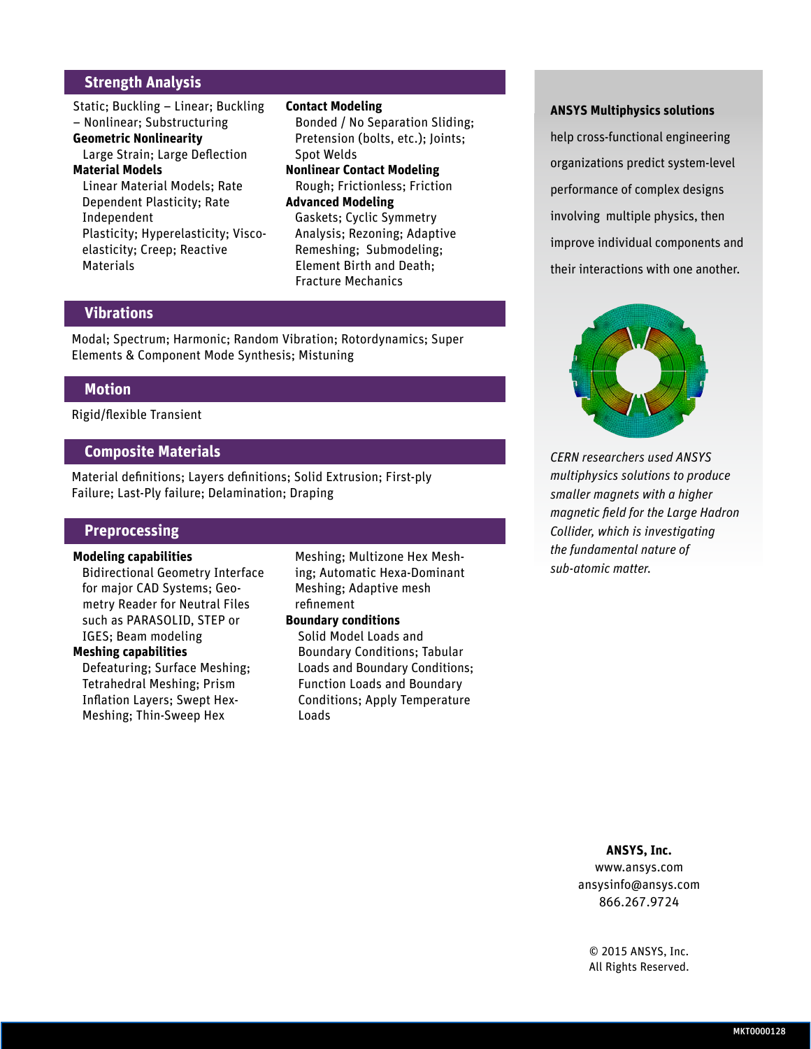## Strength Analysis

Static; Buckling – Linear; Buckling – Nonlinear; Substructuring

**Geometric Nonlinearity**

Large Strain; Large Deflection

**Material Models**

Linear Material Models; Rate Dependent Plasticity; Rate Independent Plasticity; Hyperelasticity; Visco-elasticity; Creep; Reactive Materials

**Contact Modeling**

Bonded / No Separation Sliding; Pretension (bolts, etc.); Joints; Spot Welds

**Nonlinear Contact Modeling**

Rough; Frictionless; Friction

**Advanced Modeling**

Gaskets; Cyclic Symmetry Analysis; Rezoning; Adaptive Remeshing; Submodeling; Element Birth and Death; Fracture Mechanics

## Vibrations

Modal; Spectrum; Harmonic; Random Vibration; Rotordynamics; Super Elements & Component Mode Synthesis; Mistuning

## Motion

Rigid/flexible Transient

## Composite Materials

Material definitions; Layers definitions; Solid Extrusion; First-ply Failure; Last-Ply failure; Delamination; Draping

## Preprocessing

**Modeling capabilities**

Bidirectional Geometry Interface for major CAD Systems; Geometry Reader for Neutral Files such as PARASOLID, STEP or IGES; Beam modeling

**Meshing capabilities**

Defeaturing; Surface Meshing; Tetrahedral Meshing; Prism Inflation Layers; Swept Hex-Meshing; Thin-Sweep Hex Meshing; Multizone Hex Meshing; Automatic Hexa-Dominant Meshing; Adaptive mesh refinement

**Boundary conditions**

Solid Model Loads and Boundary Conditions; Tabular Loads and Boundary Conditions; Function Loads and Boundary Conditions; Apply Temperature Loads

**ANSYS Multiphysics solutions** help cross-functional engineering organizations predict system-level performance of complex designs involving multiple physics, then improve individual components and their interactions with one another.

*CERN researchers used ANSYS multiphysics solutions to produce smaller magnets with a higher magnetic field for the Large Hadron Collider, which is investigating the fundamental nature of sub-atomic matter.*

**ANSYS, Inc.**
www.ansys.com
ansysinfo@ansys.com
866.267.9724

© 2015 ANSYS, Inc.
All Rights Reserved.

MKT0000128